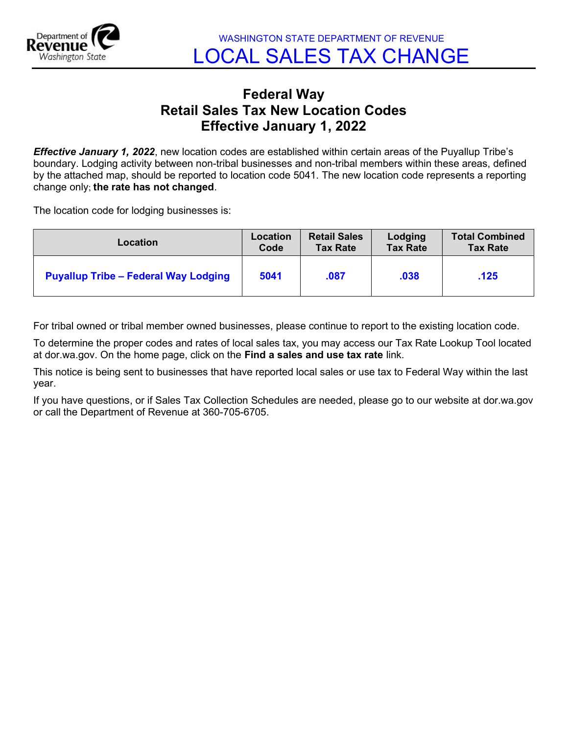WASHINGTON STATE DEPARTMENT OF REVENUE

# LOCAL SALES TAX CHANGE

## Federal Way
## Retail Sales Tax New Location Codes
## Effective January 1, 2022

***Effective January 1, 2022***, new location codes are established within certain areas of the Puyallup Tribe's boundary. Lodging activity between non-tribal businesses and non-tribal members within these areas, defined by the attached map, should be reported to location code 5041. The new location code represents a reporting change only; **the rate has not changed**.

The location code for lodging businesses is:

| Location | Location Code | Retail Sales Tax Rate | Lodging Tax Rate | Total Combined Tax Rate |
|---|---|---|---|---|
| **Puyallup Tribe – Federal Way Lodging** | **5041** | **.087** | **.038** | **.125** |

For tribal owned or tribal member owned businesses, please continue to report to the existing location code.

To determine the proper codes and rates of local sales tax, you may access our Tax Rate Lookup Tool located at dor.wa.gov. On the home page, click on the **Find a sales and use tax rate** link.

This notice is being sent to businesses that have reported local sales or use tax to Federal Way within the last year.

If you have questions, or if Sales Tax Collection Schedules are needed, please go to our website at dor.wa.gov or call the Department of Revenue at 360-705-6705.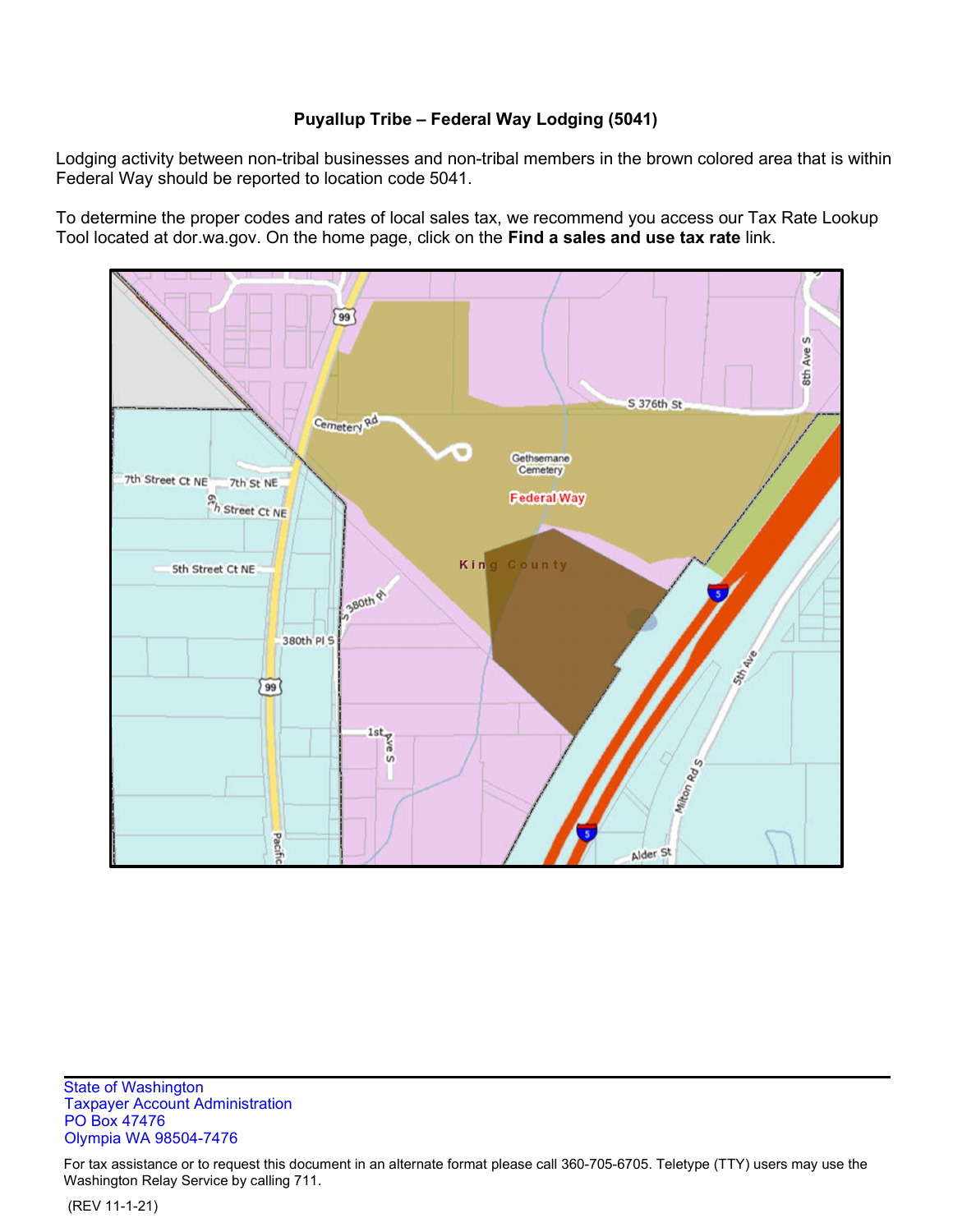**Puyallup Tribe – Federal Way Lodging (5041)**

Lodging activity between non-tribal businesses and non-tribal members in the brown colored area that is within Federal Way should be reported to location code 5041.

To determine the proper codes and rates of local sales tax, we recommend you access our Tax Rate Lookup Tool located at dor.wa.gov. On the home page, click on the **Find a sales and use tax rate** link.

State of Washington
Taxpayer Account Administration
PO Box 47476
Olympia WA 98504-7476

For tax assistance or to request this document in an alternate format please call 360-705-6705. Teletype (TTY) users may use the Washington Relay Service by calling 711.

(REV 11-1-21)